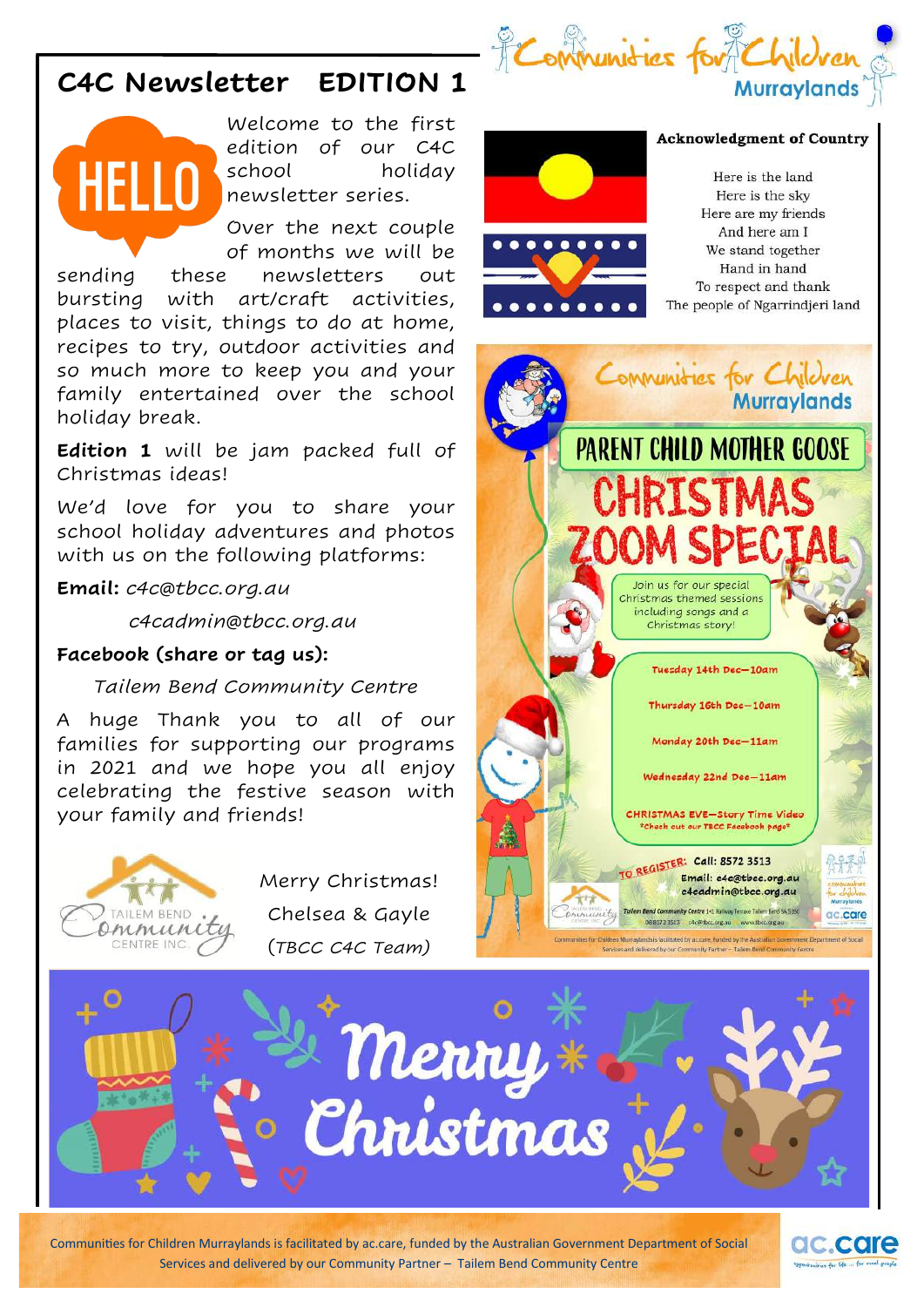# C4C Newsletter EDITION 1

Communities for Children Murraylands

HELLO

Welcome to the first edition of our C4C school holiday newsletter series.

Over the next couple of months we will be sending these newsletters out bursting with art/craft activities, places to visit, things to do at home, recipes to try, outdoor activities and so much more to keep you and your family entertained over the school holiday break.

**Edition 1** will be jam packed full of Christmas ideas!

We'd love for you to share your school holiday adventures and photos with us on the following platforms:

**Email:** *c4c@tbcc.org.au*

*c4cadmin@tbcc.org.au*

**Facebook (share or tag us):**

*Tailem Bend Community Centre*

A huge Thank you to all of our families for supporting our programs in 2021 and we hope you all enjoy celebrating the festive season with your family and friends!

Merry Christmas!

Chelsea & Gayle

(*TBCC C4C Team*)

## Acknowledgment of Country

Here is the land
Here is the sky
Here are my friends
And here am I
We stand together
Hand in hand
To respect and thank
The people of Ngarrindjeri land

## Communities for Children Murraylands

### PARENT CHILD MOTHER GOOSE CHRISTMAS ZOOM SPECIAL

Join us for our special Christmas themed sessions including songs and a Christmas story!

- Tuesday 14th Dec—10am
- Thursday 16th Dec—10am
- Monday 20th Dec—11am
- Wednesday 22nd Dec—11am
- CHRISTMAS EVE—Story Time Video *Check out our TBCC Facebook page*

TO REGISTER: Call: 8572 3513
Email: c4c@tbcc.org.au
c4cadmin@tbcc.org.au

Merry Christmas

Communities for Children Murraylands is facilitated by ac.care, funded by the Australian Government Department of Social Services and delivered by our Community Partner – Tailem Bend Community Centre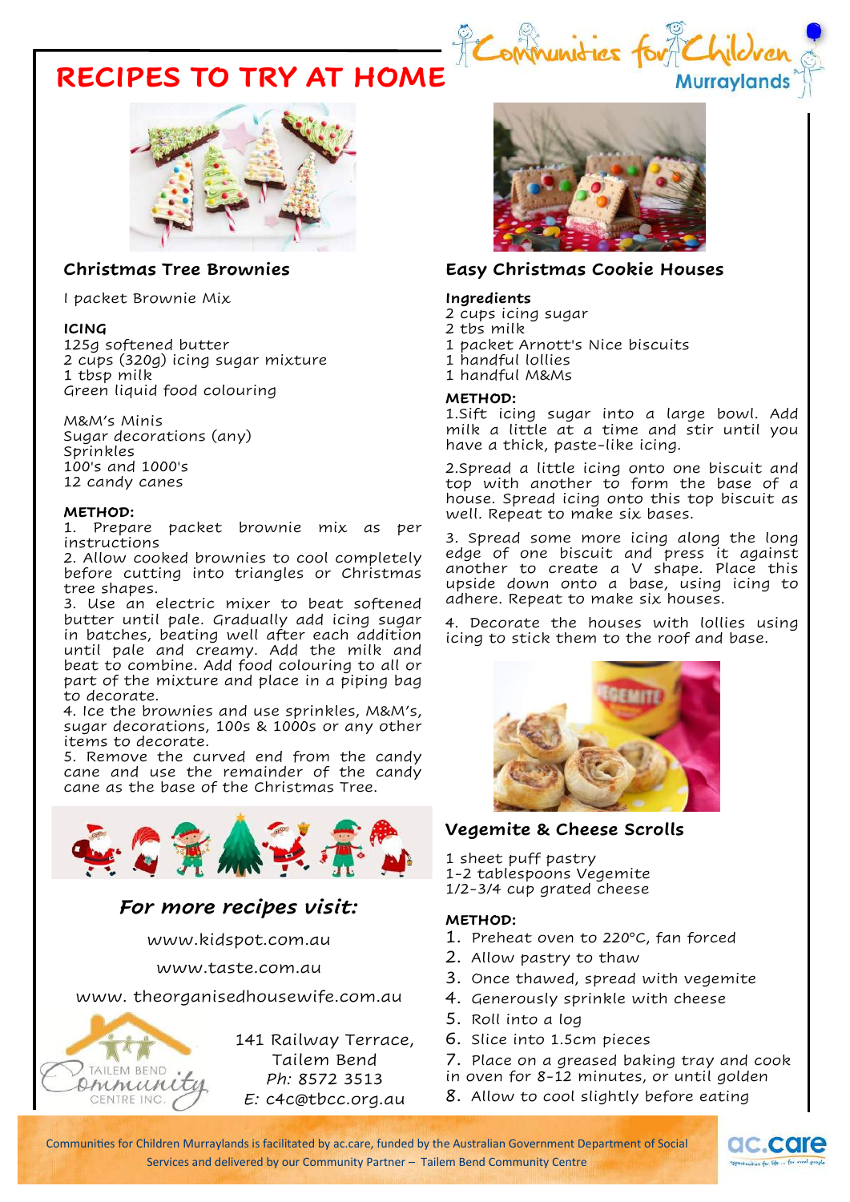# RECIPES TO TRY AT HOME

Communities for Children Murraylands

## Christmas Tree Brownies

I packet Brownie Mix

**ICING**
125g softened butter
2 cups (320g) icing sugar mixture
1 tbsp milk
Green liquid food colouring

M&M's Minis
Sugar decorations (any)
Sprinkles
100's and 1000's
12 candy canes

**METHOD:**

1. Prepare packet brownie mix as per instructions
2. Allow cooked brownies to cool completely before cutting into triangles or Christmas tree shapes.
3. Use an electric mixer to beat softened butter until pale. Gradually add icing sugar in batches, beating well after each addition until pale and creamy. Add the milk and beat to combine. Add food colouring to all or part of the mixture and place in a piping bag to decorate.
4. Ice the brownies and use sprinkles, M&M's, sugar decorations, 100s & 1000s or any other items to decorate.
5. Remove the curved end from the candy cane and use the remainder of the candy cane as the base of the Christmas Tree.

### *For more recipes visit:*

www.kidspot.com.au

www.taste.com.au

www. theorganisedhousewife.com.au

Tailem Bend Community Centre Inc.

141 Railway Terrace,
Tailem Bend
*Ph:* 8572 3513
*E:* c4c@tbcc.org.au

## Easy Christmas Cookie Houses

**Ingredients**
2 cups icing sugar
2 tbs milk
1 packet Arnott's Nice biscuits
1 handful lollies
1 handful M&Ms

**METHOD:**

1. Sift icing sugar into a large bowl. Add milk a little at a time and stir until you have a thick, paste-like icing.
2. Spread a little icing onto one biscuit and top with another to form the base of a house. Spread icing onto this top biscuit as well. Repeat to make six bases.
3. Spread some more icing along the long edge of one biscuit and press it against another to create a V shape. Place this upside down onto a base, using icing to adhere. Repeat to make six houses.
4. Decorate the houses with lollies using icing to stick them to the roof and base.

## Vegemite & Cheese Scrolls

1 sheet puff pastry
1-2 tablespoons Vegemite
1/2-3/4 cup grated cheese

**METHOD:**

1. Preheat oven to 220°C, fan forced
2. Allow pastry to thaw
3. Once thawed, spread with vegemite
4. Generously sprinkle with cheese
5. Roll into a log
6. Slice into 1.5cm pieces
7. Place on a greased baking tray and cook in oven for 8-12 minutes, or until golden
8. Allow to cool slightly before eating

Communities for Children Murraylands is facilitated by ac.care, funded by the Australian Government Department of Social Services and delivered by our Community Partner – Tailem Bend Community Centre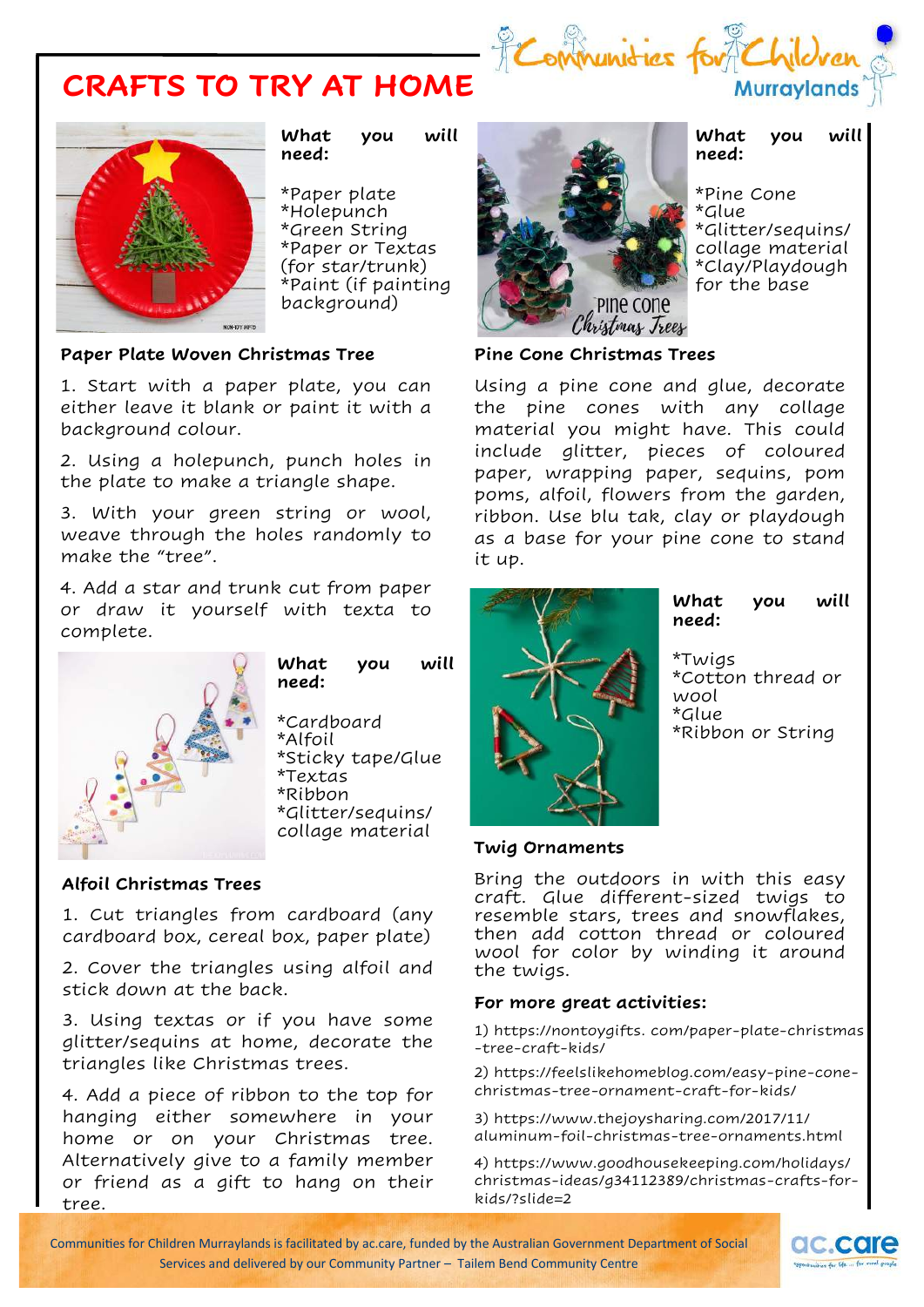# CRAFTS TO TRY AT HOME

Communities for Children Murraylands

**What you will need:**

*Paper plate
*Holepunch
*Green String
*Paper or Textas (for star/trunk)
*Paint (if painting background)

### Paper Plate Woven Christmas Tree

1. Start with a paper plate, you can either leave it blank or paint it with a background colour.

2. Using a holepunch, punch holes in the plate to make a triangle shape.

3. With your green string or wool, weave through the holes randomly to make the "tree".

4. Add a star and trunk cut from paper or draw it yourself with texta to complete.

**What you will need:**

*Cardboard
*Alfoil
*Sticky tape/Glue
*Textas
*Ribbon
*Glitter/sequins/ collage material

### Alfoil Christmas Trees

1. Cut triangles from cardboard (any cardboard box, cereal box, paper plate)

2. Cover the triangles using alfoil and stick down at the back.

3. Using textas or if you have some glitter/sequins at home, decorate the triangles like Christmas trees.

4. Add a piece of ribbon to the top for hanging either somewhere in your home or on your Christmas tree. Alternatively give to a family member or friend as a gift to hang on their tree.

**What you will need:**

*Pine Cone
*Glue
*Glitter/sequins/ collage material
*Clay/Playdough for the base

### Pine Cone Christmas Trees

Using a pine cone and glue, decorate the pine cones with any collage material you might have. This could include glitter, pieces of coloured paper, wrapping paper, sequins, pom poms, alfoil, flowers from the garden, ribbon. Use blu tak, clay or playdough as a base for your pine cone to stand it up.

**What you will need:**

*Twigs
*Cotton thread or wool
*Glue
*Ribbon or String

### Twig Ornaments

Bring the outdoors in with this easy craft. Glue different-sized twigs to resemble stars, trees and snowflakes, then add cotton thread or coloured wool for color by winding it around the twigs.

**For more great activities:**

1) https://nontoygifts. com/paper-plate-christmas-tree-craft-kids/

2) https://feelslikehomeblog.com/easy-pine-cone-christmas-tree-ornament-craft-for-kids/

3) https://www.thejoysharing.com/2017/11/aluminum-foil-christmas-tree-ornaments.html

4) https://www.goodhousekeeping.com/holidays/christmas-ideas/g34112389/christmas-crafts-for-kids/?slide=2

Communities for Children Murraylands is facilitated by ac.care, funded by the Australian Government Department of Social Services and delivered by our Community Partner – Tailem Bend Community Centre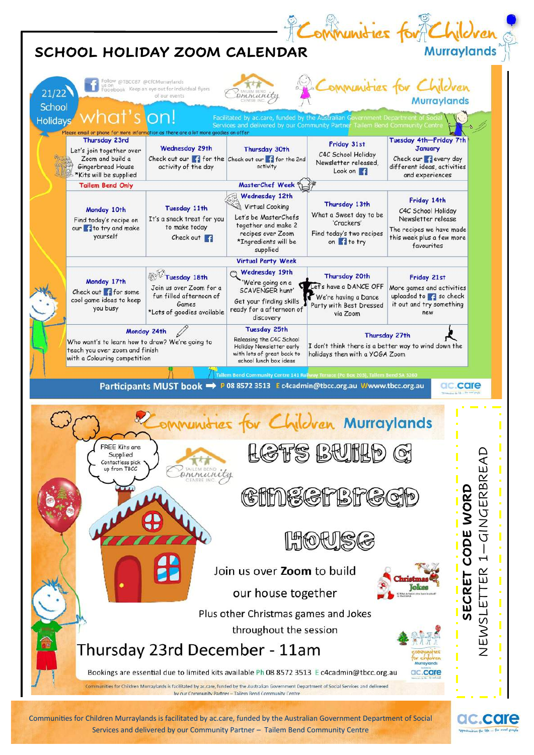# SCHOOL HOLIDAY ZOOM CALENDAR

Communities for Children Murraylands

Follow us on Facebook @TBCC87 @CfCMurraylands Keep an eye out for individual flyers of our events

Tailem Bend Community Centre Inc.

## 21/22 School Holidays what's on!

Facilitated by ac.care, funded by the Australian Government Department of Social Services and delivered by our Community Partner Tailem Bend Community Centre

Please email or phone for more information as there are a lot more goodies on offer

| | | | | |
|---|---|---|---|---|
| **Thursday 23rd** Let's join together over Zoom and build a Gingerbread House *Kits will be supplied | **Wednesday 29th** Check out our Facebook for the activity of the day | **Thursday 30th** Check out our Facebook for the 2nd activity | **Friday 31st** C4C School Holiday Newsletter released, Look on Facebook | **Tuesday 4th—Friday 7th January** Check our Facebook every day different ideas, activities and experiences |
| Tailem Bend Only | | MasterChef Week | | |
| **Monday 10th** Find today's recipe on our Facebook to try and make yourself | **Tuesday 11th** It's a snack treat for you to make today Check out Facebook | **Wednesday 12th** Virtual Cooking Let's be MasterChefs together and make 2 recipes over Zoom *Ingredients will be supplied | **Thursday 13th** What a Sweet day to be 'Crackers' Find today's two recipes on Facebook to try | **Friday 14th** C4C School Holiday Newsletter release The recipes we have made this week plus a few more favourites |
| | | Virtual Party Week | | |
| **Monday 17th** Check out Facebook for some cool game ideas to keep you busy | **Tuesday 18th** Join us over Zoom for a fun filled afternoon of Games *Lots of goodies available | **Wednesday 19th** 'We're going on a SCAVENGER hunt' Get your finding skills ready for a afternoon of discovery | **Thursday 20th** Let's have a DANCE OFF We're having a Dance Party with Best Dressed via Zoom | **Friday 21st** More games and activities uploaded to Facebook so check it out and try something new |
| **Monday 24th** Who want's to learn how to draw? We're going to teach you over zoom and finish with a Colouring competition | | **Tuesday 25th** Releasing the C4C School Holiday Newsletter early with lots of great back to school lunch box ideas | **Thursday 27th** I don't think there is a better way to wind down the holidays then with a YOGA Zoom | |

Tailem Bend Community Centre 141 Railway Terrace (Po Box 203), Tailem Bend SA 5260

**Participants MUST book** ➡ P 08 8572 3513 E c4cadmin@tbcc.org.au W www.tbcc.org.au

ac.care

---

Communities for Children Murraylands

FREE Kits are Supplied Contactless pick up from TBCC

Tailem Bend Community Centre Inc.

# LETS BUILD A GINGERBREAD HOUSE

Join us over **Zoom** to build our house together

Plus other Christmas games and Jokes throughout the session

Christmas Jokes

## Thursday 23rd December - 11am

Bookings are essential due to limited kits available Ph 08 8572 3513 E c4cadmin@tbcc.org.au

Communities for Children Murraylands is facilitated by ac.care, funded by the Australian Government Department of Social Services and delivered by our Community Partner – Tailem Bend Community Centre

**SECRET CODE WORD**

NEWSLETTER 1—GINGERBREAD

Communities for Children Murraylands is facilitated by ac.care, funded by the Australian Government Department of Social Services and delivered by our Community Partner – Tailem Bend Community Centre

ac.care